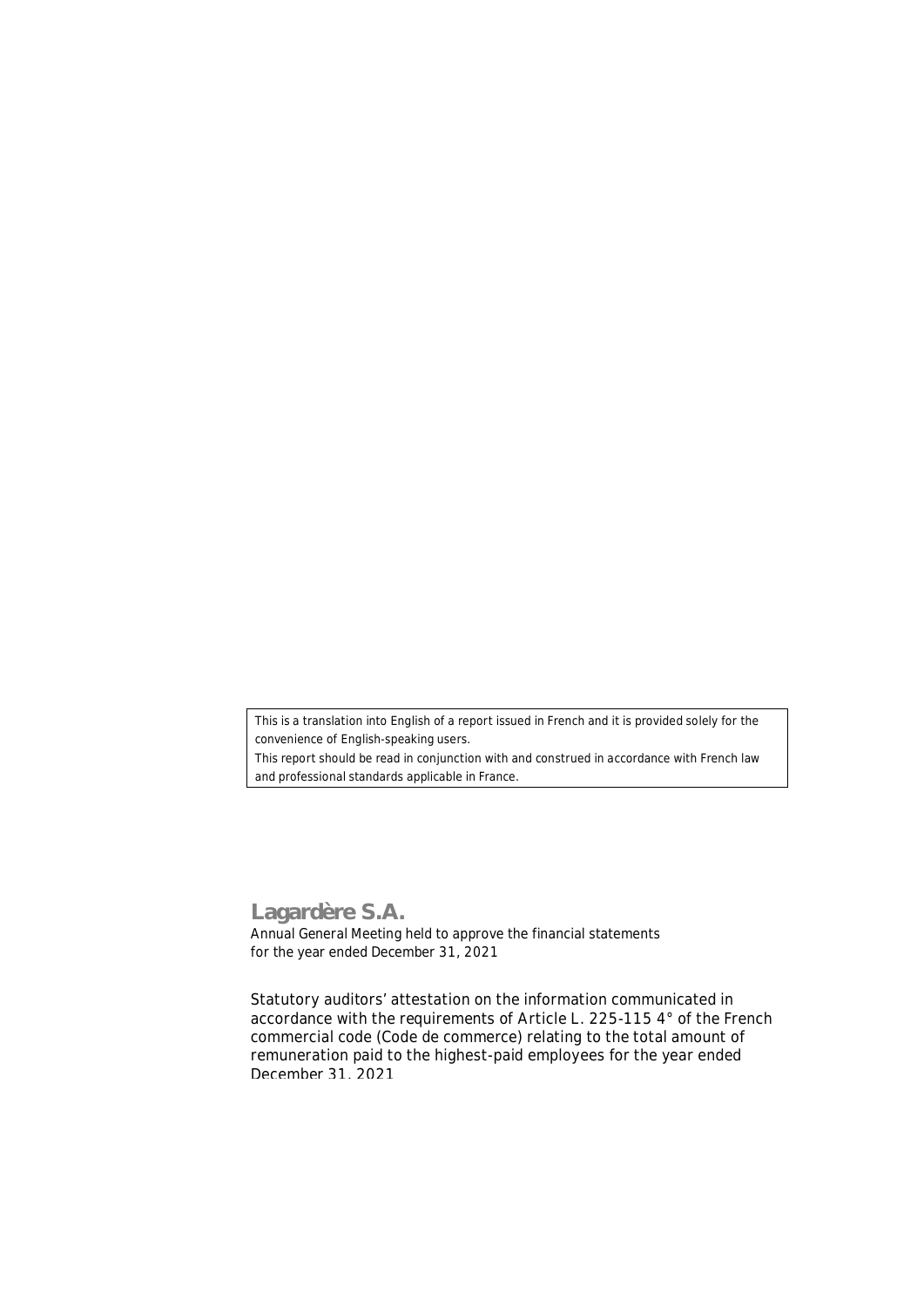This is a translation into English of a report issued in French and it is provided solely for the convenience of English-speaking users.
This report should be read in conjunction with and construed in accordance with French law and professional standards applicable in France.

# Lagardère S.A.

Annual General Meeting held to approve the financial statements for the year ended December 31, 2021

Statutory auditors' attestation on the information communicated in accordance with the requirements of Article L. 225-115 4° of the French commercial code (Code de commerce) relating to the total amount of remuneration paid to the highest-paid employees for the year ended December 31, 2021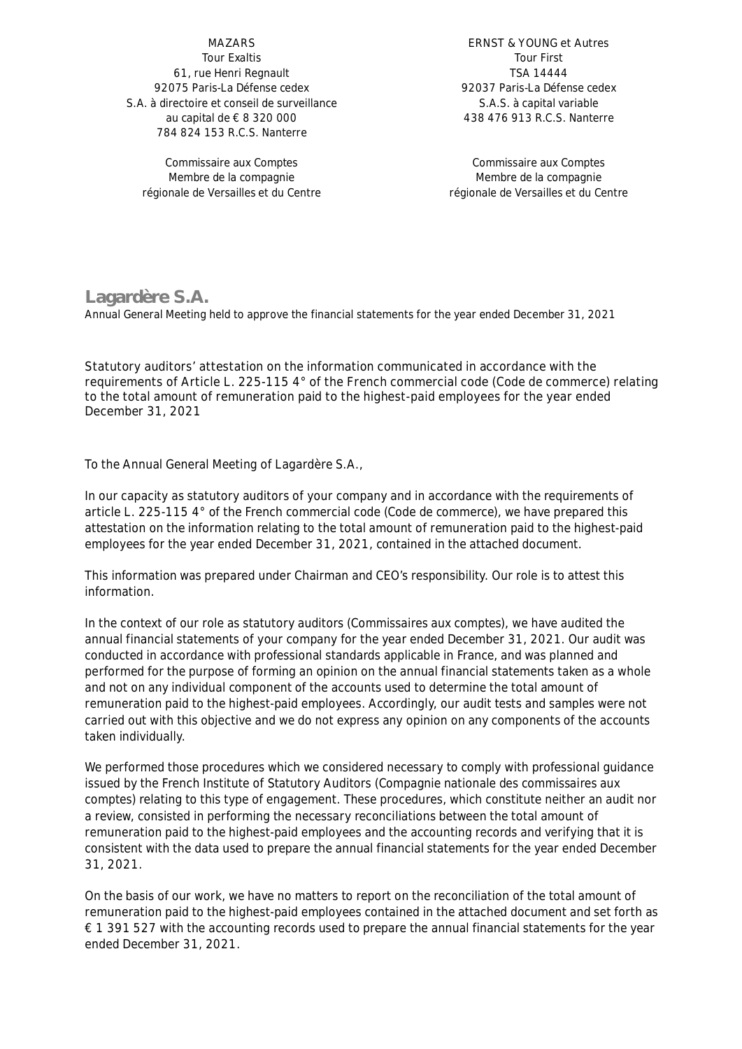MAZARS
Tour Exaltis
61, rue Henri Regnault
92075 Paris-La Défense cedex
S.A. à directoire et conseil de surveillance
au capital de € 8 320 000
784 824 153 R.C.S. Nanterre

Commissaire aux Comptes
Membre de la compagnie
régionale de Versailles et du Centre

ERNST & YOUNG et Autres
Tour First
TSA 14444
92037 Paris-La Défense cedex
S.A.S. à capital variable
438 476 913 R.C.S. Nanterre

Commissaire aux Comptes
Membre de la compagnie
régionale de Versailles et du Centre

# Lagardère S.A.

Annual General Meeting held to approve the financial statements for the year ended December 31, 2021

## Statutory auditors' attestation on the information communicated in accordance with the requirements of Article L. 225-115 4° of the French commercial code (Code de commerce) relating to the total amount of remuneration paid to the highest-paid employees for the year ended December 31, 2021

To the Annual General Meeting of Lagardère S.A.,

In our capacity as statutory auditors of your company and in accordance with the requirements of article L. 225-115 4° of the French commercial code (Code de commerce), we have prepared this attestation on the information relating to the total amount of remuneration paid to the highest-paid employees for the year ended December 31, 2021, contained in the attached document.

This information was prepared under Chairman and CEO's responsibility. Our role is to attest this information.

In the context of our role as statutory auditors (Commissaires aux comptes), we have audited the annual financial statements of your company for the year ended December 31, 2021. Our audit was conducted in accordance with professional standards applicable in France, and was planned and performed for the purpose of forming an opinion on the annual financial statements taken as a whole and not on any individual component of the accounts used to determine the total amount of remuneration paid to the highest-paid employees. Accordingly, our audit tests and samples were not carried out with this objective and we do not express any opinion on any components of the accounts taken individually.

We performed those procedures which we considered necessary to comply with professional guidance issued by the French Institute of Statutory Auditors (Compagnie nationale des commissaires aux comptes) relating to this type of engagement. These procedures, which constitute neither an audit nor a review, consisted in performing the necessary reconciliations between the total amount of remuneration paid to the highest-paid employees and the accounting records and verifying that it is consistent with the data used to prepare the annual financial statements for the year ended December 31, 2021.

On the basis of our work, we have no matters to report on the reconciliation of the total amount of remuneration paid to the highest-paid employees contained in the attached document and set forth as € 1 391 527 with the accounting records used to prepare the annual financial statements for the year ended December 31, 2021.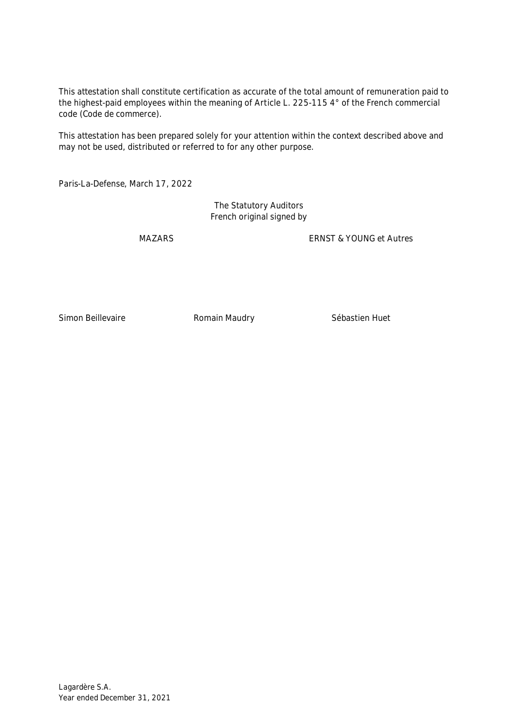This attestation shall constitute certification as accurate of the total amount of remuneration paid to the highest-paid employees within the meaning of Article L. 225-115 4° of the French commercial code (Code de commerce).

This attestation has been prepared solely for your attention within the context described above and may not be used, distributed or referred to for any other purpose.

Paris-La-Defense, March 17, 2022

The Statutory Auditors
French original signed by

MAZARS

ERNST & YOUNG et Autres

Simon Beillevaire

Romain Maudry

Sébastien Huet